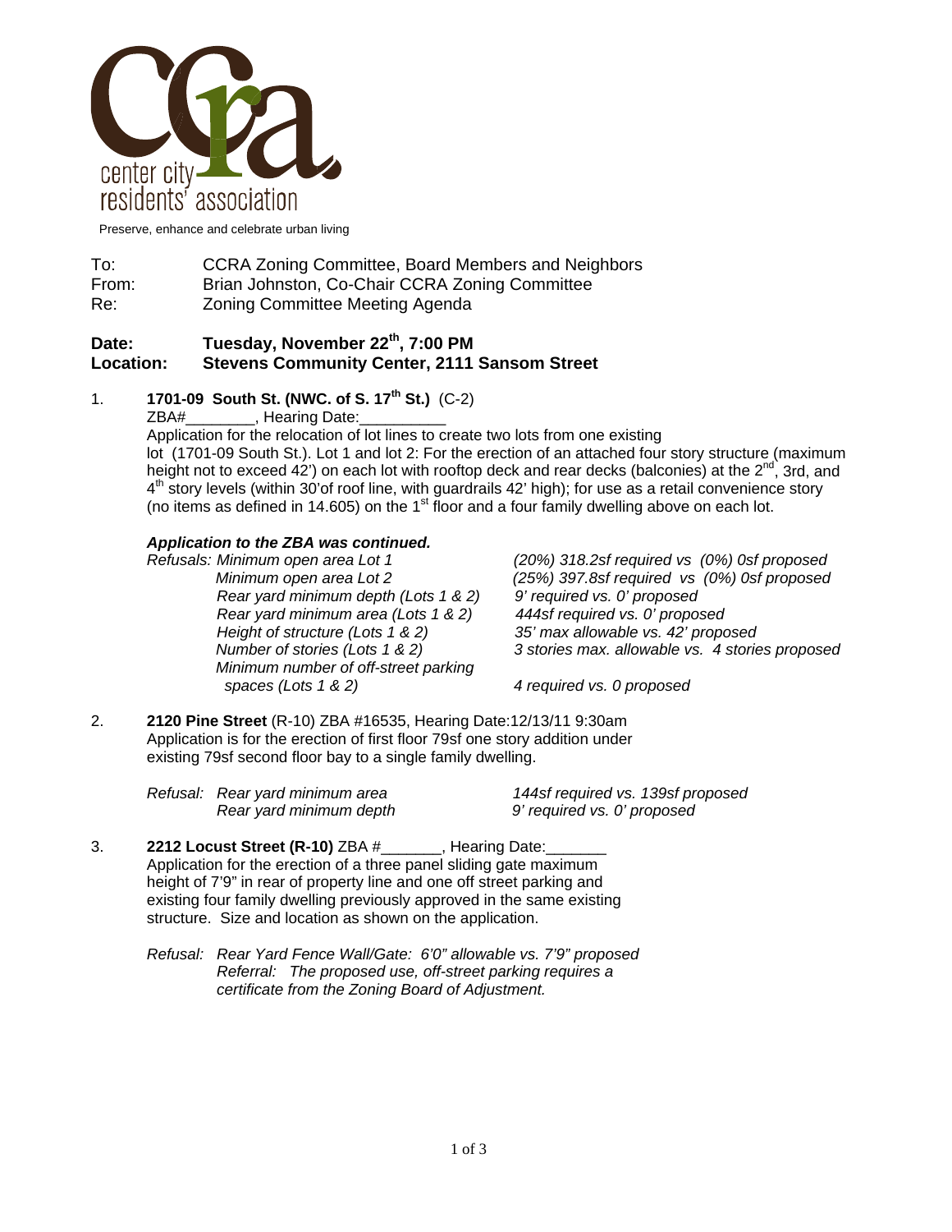center city residents' association

Preserve, enhance and celebrate urban living

To: CCRA Zoning Committee, Board Members and Neighbors
From: Brian Johnston, Co-Chair CCRA Zoning Committee
Re: Zoning Committee Meeting Agenda

**Date: Tuesday, November 22nd, 7:00 PM**
**Location: Stevens Community Center, 2111 Sansom Street**

1. **1701-09 South St. (NWC. of S. 17th St.)** (C-2)
   ZBA#________, Hearing Date:__________
   Application for the relocation of lot lines to create two lots from one existing lot (1701-09 South St.). Lot 1 and lot 2: For the erection of an attached four story structure (maximum height not to exceed 42') on each lot with rooftop deck and rear decks (balconies) at the 2nd, 3rd, and 4th story levels (within 30'of roof line, with guardrails 42' high); for use as a retail convenience story (no items as defined in 14.605) on the 1st floor and a four family dwelling above on each lot.

   ***Application to the ZBA was continued.***

   | | |
   |---|---|
   | *Refusals: Minimum open area Lot 1* | *(20%) 318.2sf required vs (0%) 0sf proposed* |
   | *Minimum open area Lot 2* | *(25%) 397.8sf required vs (0%) 0sf proposed* |
   | *Rear yard minimum depth (Lots 1 & 2)* | *9' required vs. 0' proposed* |
   | *Rear yard minimum area (Lots 1 & 2)* | *444sf required vs. 0' proposed* |
   | *Height of structure (Lots 1 & 2)* | *35' max allowable vs. 42' proposed* |
   | *Number of stories (Lots 1 & 2)* | *3 stories max. allowable vs. 4 stories proposed* |
   | *Minimum number of off-street parking spaces (Lots 1 & 2)* | *4 required vs. 0 proposed* |

2. **2120 Pine Street** (R-10) ZBA #16535, Hearing Date:12/13/11 9:30am
   Application is for the erection of first floor 79sf one story addition under existing 79sf second floor bay to a single family dwelling.

   | | |
   |---|---|
   | *Refusal: Rear yard minimum area* | *144sf required vs. 139sf proposed* |
   | *Rear yard minimum depth* | *9' required vs. 0' proposed* |

3. **2212 Locust Street (R-10)** ZBA #_______, Hearing Date:_______
   Application for the erection of a three panel sliding gate maximum height of 7'9" in rear of property line and one off street parking and existing four family dwelling previously approved in the same existing structure. Size and location as shown on the application.

   *Refusal: Rear Yard Fence Wall/Gate: 6'0" allowable vs. 7'9" proposed*
   *Referral: The proposed use, off-street parking requires a certificate from the Zoning Board of Adjustment.*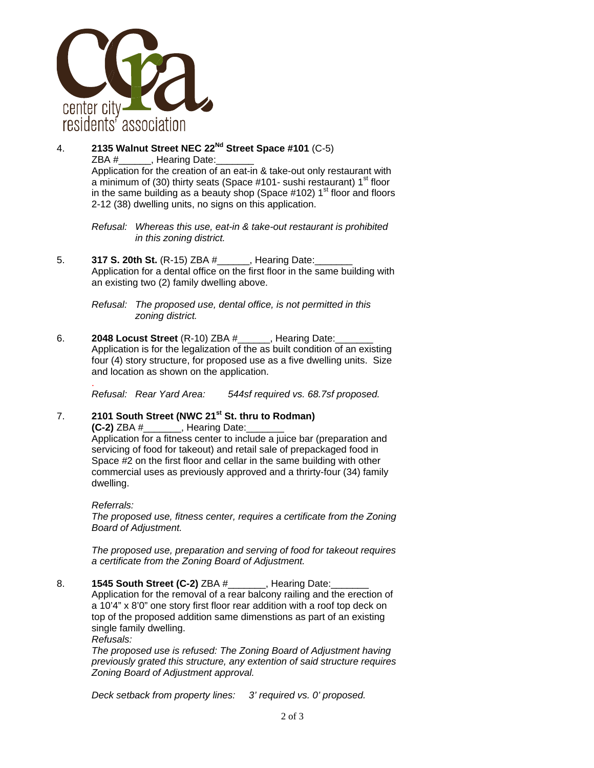center city residents' association

4. **2135 Walnut Street NEC 22nd Street Space #101** (C-5)
   ZBA #______, Hearing Date:_______
   Application for the creation of an eat-in & take-out only restaurant with a minimum of (30) thirty seats (Space #101- sushi restaurant) 1st floor in the same building as a beauty shop (Space #102) 1st floor and floors 2-12 (38) dwelling units, no signs on this application.

   *Refusal: Whereas this use, eat-in & take-out restaurant is prohibited in this zoning district.*

5. **317 S. 20th St.** (R-15) ZBA #______, Hearing Date:_______
   Application for a dental office on the first floor in the same building with an existing two (2) family dwelling above.

   *Refusal: The proposed use, dental office, is not permitted in this zoning district.*

6. **2048 Locust Street** (R-10) ZBA #______, Hearing Date:_______
   Application is for the legalization of the as built condition of an existing four (4) story structure, for proposed use as a five dwelling units. Size and location as shown on the application.

   *Refusal: Rear Yard Area: 544sf required vs. 68.7sf proposed.*

7. **2101 South Street (NWC 21st St. thru to Rodman) (C-2)** ZBA #_______, Hearing Date:_______
   Application for a fitness center to include a juice bar (preparation and servicing of food for takeout) and retail sale of prepackaged food in Space #2 on the first floor and cellar in the same building with other commercial uses as previously approved and a thrirty-four (34) family dwelling.

   *Referrals:*
   *The proposed use, fitness center, requires a certificate from the Zoning Board of Adjustment.*

   *The proposed use, preparation and serving of food for takeout requires a certificate from the Zoning Board of Adjustment.*

8. **1545 South Street (C-2)** ZBA #_______, Hearing Date:_______
   Application for the removal of a rear balcony railing and the erection of a 10'4" x 8'0" one story first floor rear addition with a roof top deck on top of the proposed addition same dimenstions as part of an existing single family dwelling.
   *Refusals:*
   *The proposed use is refused: The Zoning Board of Adjustment having previously grated this structure, any extention of said structure requires Zoning Board of Adjustment approval.*

   *Deck setback from property lines: 3' required vs. 0' proposed.*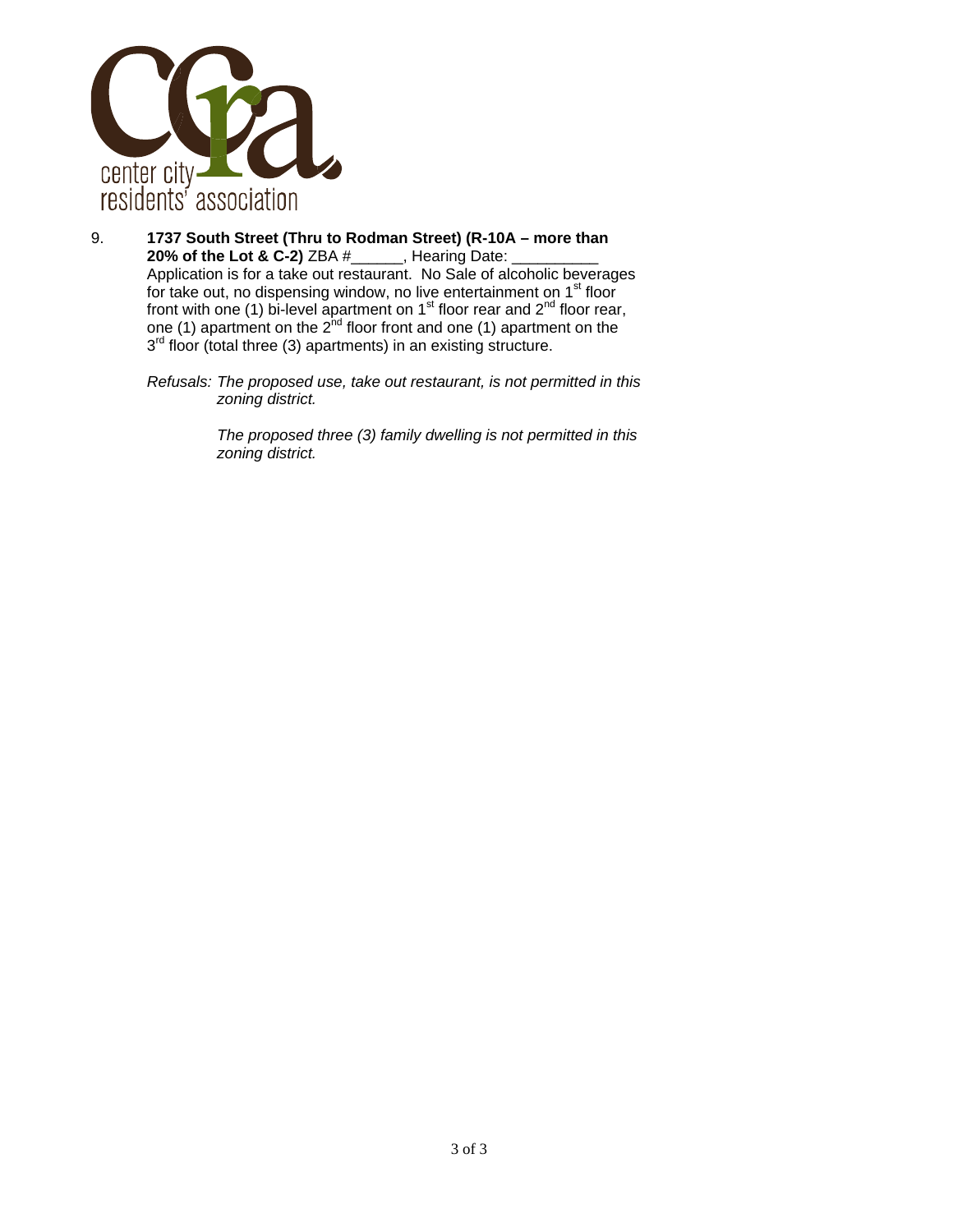9. **1737 South Street (Thru to Rodman Street) (R-10A – more than 20% of the Lot & C-2)** ZBA #______, Hearing Date: __________
   Application is for a take out restaurant. No Sale of alcoholic beverages for take out, no dispensing window, no live entertainment on 1st floor front with one (1) bi-level apartment on 1st floor rear and 2nd floor rear, one (1) apartment on the 2nd floor front and one (1) apartment on the 3rd floor (total three (3) apartments) in an existing structure.

   *Refusals: The proposed use, take out restaurant, is not permitted in this zoning district.*

   *The proposed three (3) family dwelling is not permitted in this zoning district.*